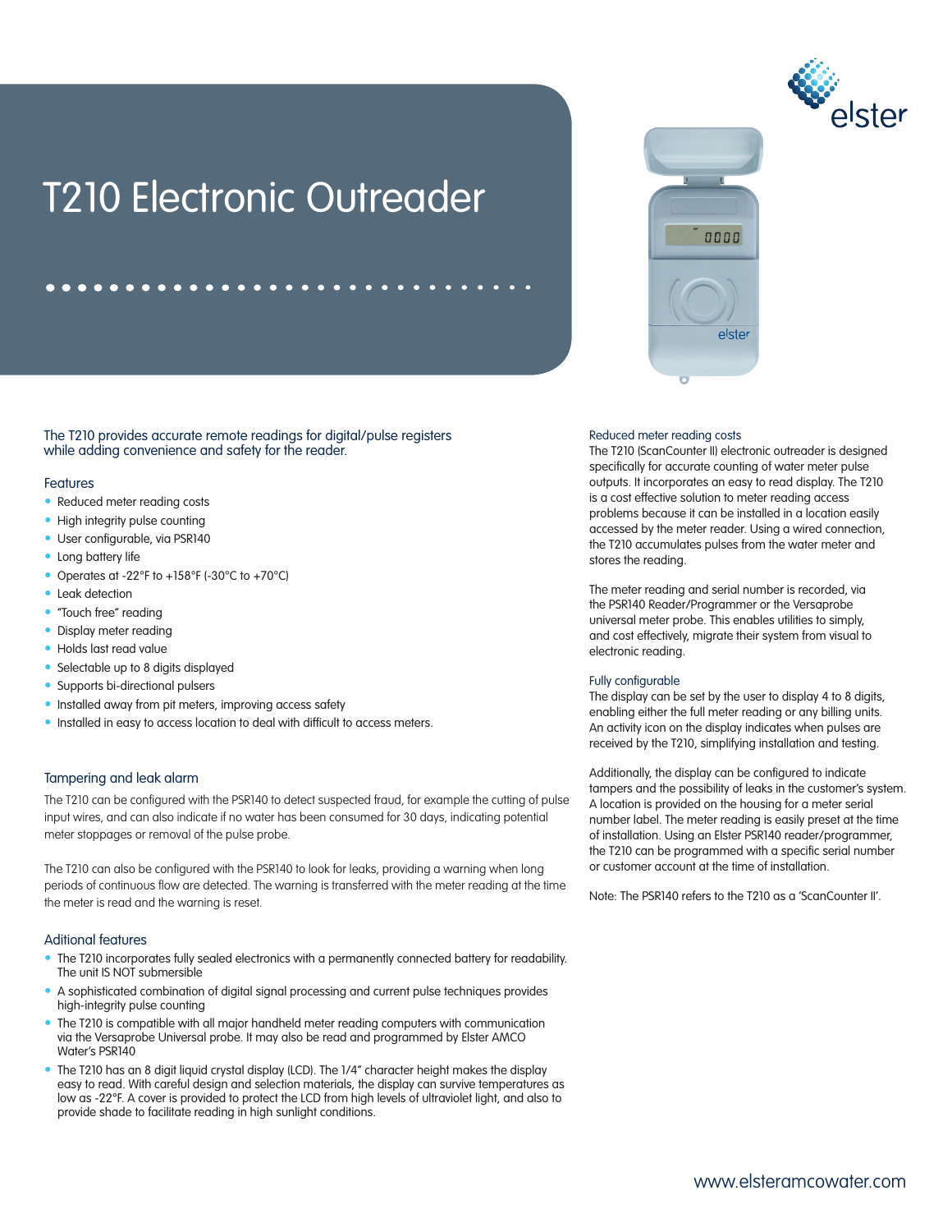# T210 Electronic Outreader

The T210 provides accurate remote readings for digital/pulse registers while adding convenience and safety for the reader.

## Features

- Reduced meter reading costs
- High integrity pulse counting
- User configurable, via PSR140
- Long battery life
- Operates at -22°F to +158°F (-30°C to +70°C)
- Leak detection
- "Touch free" reading
- Display meter reading
- Holds last read value
- Selectable up to 8 digits displayed
- Supports bi-directional pulsers
- Installed away from pit meters, improving access safety
- Installed in easy to access location to deal with difficult to access meters.

## Tampering and leak alarm

The T210 can be configured with the PSR140 to detect suspected fraud, for example the cutting of pulse input wires, and can also indicate if no water has been consumed for 30 days, indicating potential meter stoppages or removal of the pulse probe.

The T210 can also be configured with the PSR140 to look for leaks, providing a warning when long periods of continuous flow are detected. The warning is transferred with the meter reading at the time the meter is read and the warning is reset.

## Aditional features

- The T210 incorporates fully sealed electronics with a permanently connected battery for readability. The unit IS NOT submersible
- A sophisticated combination of digital signal processing and current pulse techniques provides high-integrity pulse counting
- The T210 is compatible with all major handheld meter reading computers with communication via the Versaprobe Universal probe. It may also be read and programmed by Elster AMCO Water's PSR140
- The T210 has an 8 digit liquid crystal display (LCD). The 1/4" character height makes the display easy to read. With careful design and selection materials, the display can survive temperatures as low as -22°F. A cover is provided to protect the LCD from high levels of ultraviolet light, and also to provide shade to facilitate reading in high sunlight conditions.

## Reduced meter reading costs

The T210 (ScanCounter II) electronic outreader is designed specifically for accurate counting of water meter pulse outputs. It incorporates an easy to read display. The T210 is a cost effective solution to meter reading access problems because it can be installed in a location easily accessed by the meter reader. Using a wired connection, the T210 accumulates pulses from the water meter and stores the reading.

The meter reading and serial number is recorded, via the PSR140 Reader/Programmer or the Versaprobe universal meter probe. This enables utilities to simply, and cost effectively, migrate their system from visual to electronic reading.

## Fully configurable

The display can be set by the user to display 4 to 8 digits, enabling either the full meter reading or any billing units. An activity icon on the display indicates when pulses are received by the T210, simplifying installation and testing.

Additionally, the display can be configured to indicate tampers and the possibility of leaks in the customer's system. A location is provided on the housing for a meter serial number label. The meter reading is easily preset at the time of installation. Using an Elster PSR140 reader/programmer, the T210 can be programmed with a specific serial number or customer account at the time of installation.

Note: The PSR140 refers to the T210 as a 'ScanCounter II'.

www.elsteramcowater.com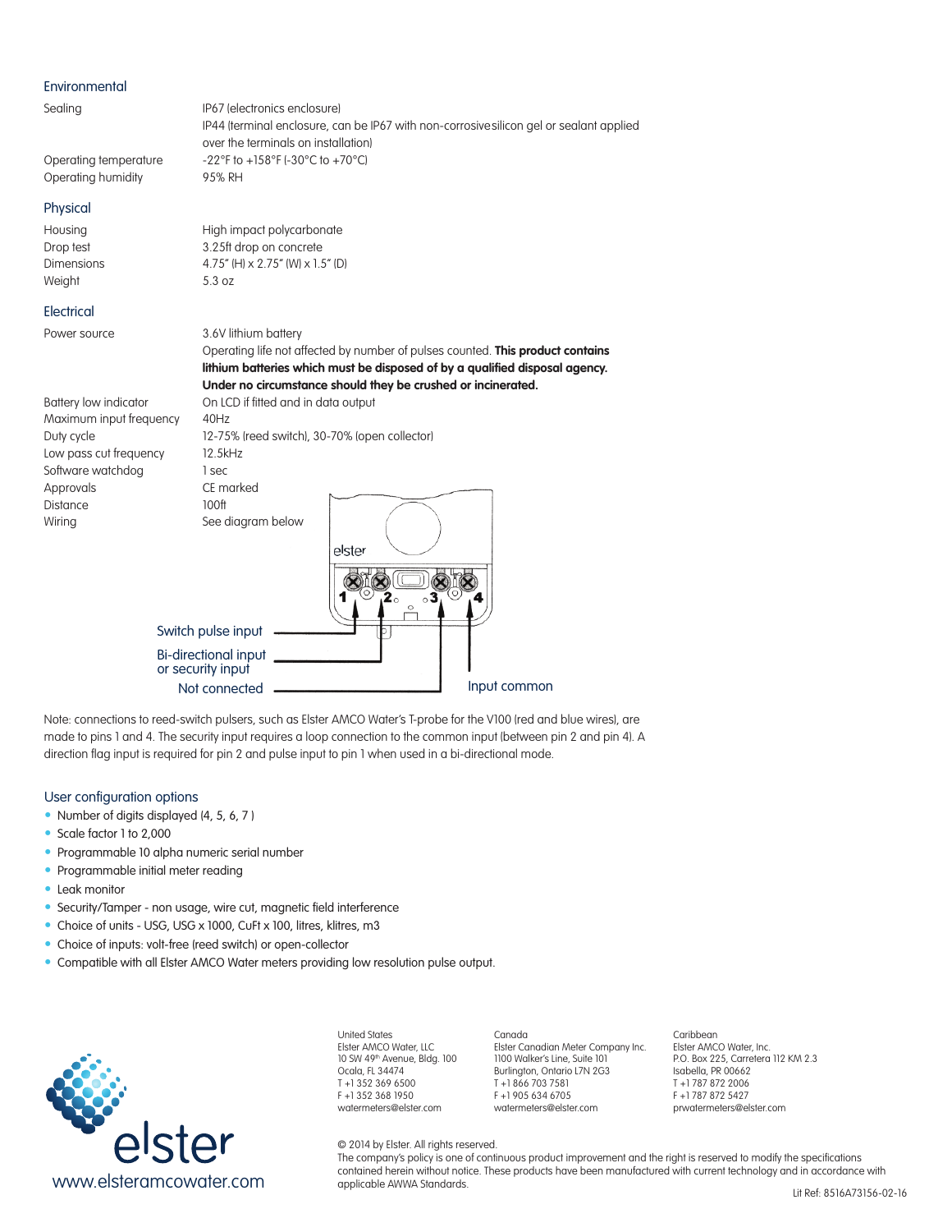## Environmental

| | |
|---|---|
| Sealing | IP67 (electronics enclosure) |
| | IP44 (terminal enclosure, can be IP67 with non-corrosive silicon gel or sealant applied over the terminals on installation) |
| Operating temperature | -22°F to +158°F (-30°C to +70°C) |
| Operating humidity | 95% RH |

## Physical

| | |
|---|---|
| Housing | High impact polycarbonate |
| Drop test | 3.25ft drop on concrete |
| Dimensions | 4.75" (H) x 2.75" (W) x 1.5" (D) |
| Weight | 5.3 oz |

## Electrical

| | |
|---|---|
| Power source | 3.6V lithium battery |
| | Operating life not affected by number of pulses counted. **This product contains lithium batteries which must be disposed of by a qualified disposal agency. Under no circumstance should they be crushed or incinerated.** |
| Battery low indicator | On LCD if fitted and in data output |
| Maximum input frequency | 40Hz |
| Duty cycle | 12-75% (reed switch), 30-70% (open collector) |
| Low pass cut frequency | 12.5kHz |
| Software watchdog | 1 sec |
| Approvals | CE marked |
| Distance | 100ft |
| Wiring | See diagram below |

elster

1 2 3 4

Switch pulse input

Bi-directional input or security input

Not connected

Input common

Note: connections to reed-switch pulsers, such as Elster AMCO Water's T-probe for the V100 (red and blue wires), are made to pins 1 and 4. The security input requires a loop connection to the common input (between pin 2 and pin 4). A direction flag input is required for pin 2 and pulse input to pin 1 when used in a bi-directional mode.

## User configuration options

- Number of digits displayed (4, 5, 6, 7 )
- Scale factor 1 to 2,000
- Programmable 10 alpha numeric serial number
- Programmable initial meter reading
- Leak monitor
- Security/Tamper - non usage, wire cut, magnetic field interference
- Choice of units - USG, USG x 1000, CuFt x 100, litres, klitres, m3
- Choice of inputs: volt-free (reed switch) or open-collector
- Compatible with all Elster AMCO Water meters providing low resolution pulse output.

elster

www.elsteramcowater.com

United States
Elster AMCO Water, LLC
10 SW 49th Avenue, Bldg. 100
Ocala, FL 34474
T +1 352 369 6500
F +1 352 368 1950
watermeters@elster.com

Canada
Elster Canadian Meter Company Inc.
1100 Walker's Line, Suite 101
Burlington, Ontario L7N 2G3
T +1 866 703 7581
F +1 905 634 6705
watermeters@elster.com

Caribbean
Elster AMCO Water, Inc.
P.O. Box 225, Carretera 112 KM 2.3
Isabella, PR 00662
T +1 787 872 2006
F +1 787 872 5427
prwatermeters@elster.com

© 2014 by Elster. All rights reserved.
The company's policy is one of continuous product improvement and the right is reserved to modify the specifications contained herein without notice. These products have been manufactured with current technology and in accordance with applicable AWWA Standards.

Lit Ref: 8516A73156-02-16